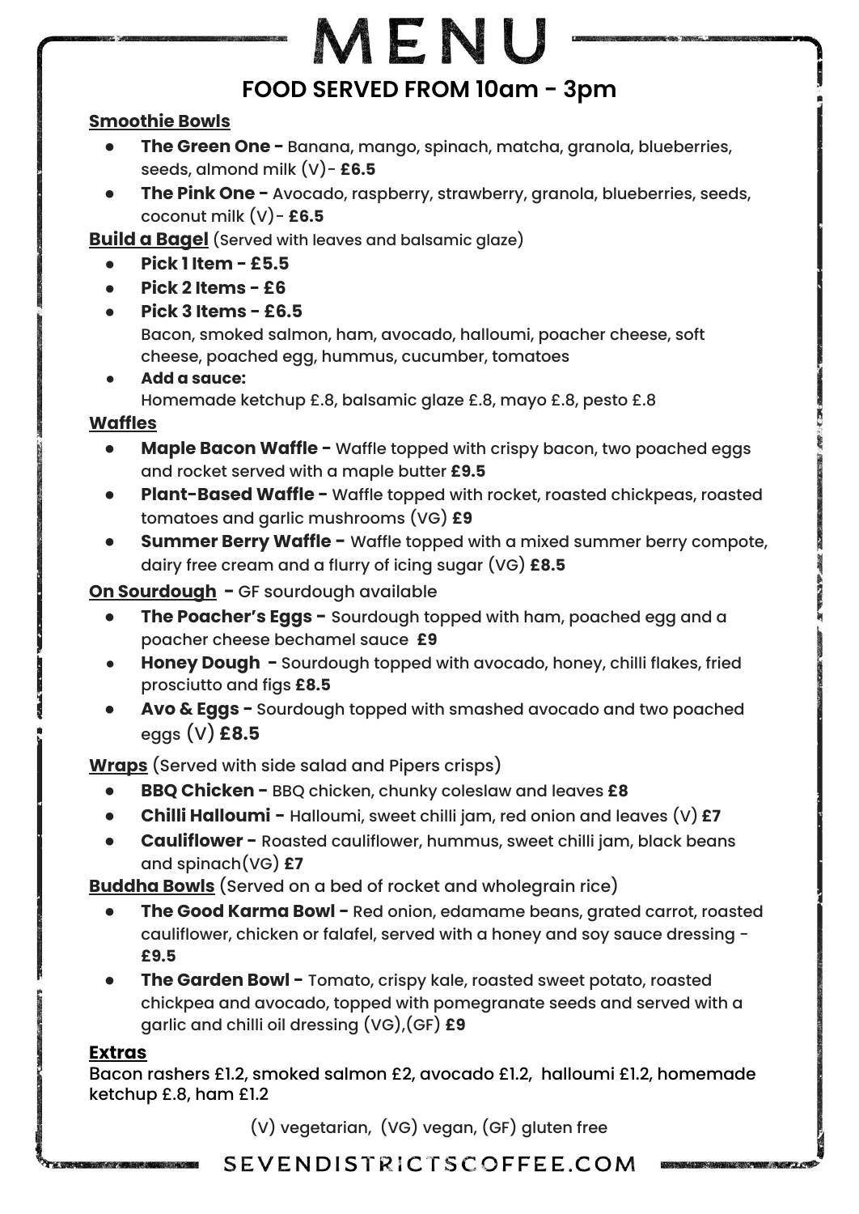# MENU

## FOOD SERVED FROM 10am - 3pm

**Smoothie Bowls**

- **The Green One -** Banana, mango, spinach, matcha, granola, blueberries, seeds, almond milk (V)- **£6.5**
- **The Pink One -** Avocado, raspberry, strawberry, granola, blueberries, seeds, coconut milk (V)- **£6.5**

**Build a Bagel** (Served with leaves and balsamic glaze)

- **Pick 1 Item - £5.5**
- **Pick 2 Items - £6**
- **Pick 3 Items - £6.5**
  Bacon, smoked salmon, ham, avocado, halloumi, poacher cheese, soft cheese, poached egg, hummus, cucumber, tomatoes
- **Add a sauce:**
  Homemade ketchup £.8, balsamic glaze £.8, mayo £.8, pesto £.8

**Waffles**

- **Maple Bacon Waffle -** Waffle topped with crispy bacon, two poached eggs and rocket served with a maple butter **£9.5**
- **Plant-Based Waffle -** Waffle topped with rocket, roasted chickpeas, roasted tomatoes and garlic mushrooms (VG) **£9**
- **Summer Berry Waffle -** Waffle topped with a mixed summer berry compote, dairy free cream and a flurry of icing sugar (VG) **£8.5**

**On Sourdough -** GF sourdough available

- **The Poacher's Eggs -** Sourdough topped with ham, poached egg and a poacher cheese bechamel sauce **£9**
- **Honey Dough -** Sourdough topped with avocado, honey, chilli flakes, fried prosciutto and figs **£8.5**
- **Avo & Eggs -** Sourdough topped with smashed avocado and two poached eggs (V) **£8.5**

**Wraps** (Served with side salad and Pipers crisps)

- **BBQ Chicken -** BBQ chicken, chunky coleslaw and leaves **£8**
- **Chilli Halloumi -** Halloumi, sweet chilli jam, red onion and leaves (V) **£7**
- **Cauliflower -** Roasted cauliflower, hummus, sweet chilli jam, black beans and spinach(VG) **£7**

**Buddha Bowls** (Served on a bed of rocket and wholegrain rice)

- **The Good Karma Bowl -** Red onion, edamame beans, grated carrot, roasted cauliflower, chicken or falafel, served with a honey and soy sauce dressing - **£9.5**
- **The Garden Bowl -** Tomato, crispy kale, roasted sweet potato, roasted chickpea and avocado, topped with pomegranate seeds and served with a garlic and chilli oil dressing (VG),(GF) **£9**

**Extras**

Bacon rashers £1.2, smoked salmon £2, avocado £1.2, halloumi £1.2, homemade ketchup £.8, ham £1.2

(V) vegetarian, (VG) vegan, (GF) gluten free

SEVENDISTRICTSCOFFEE.COM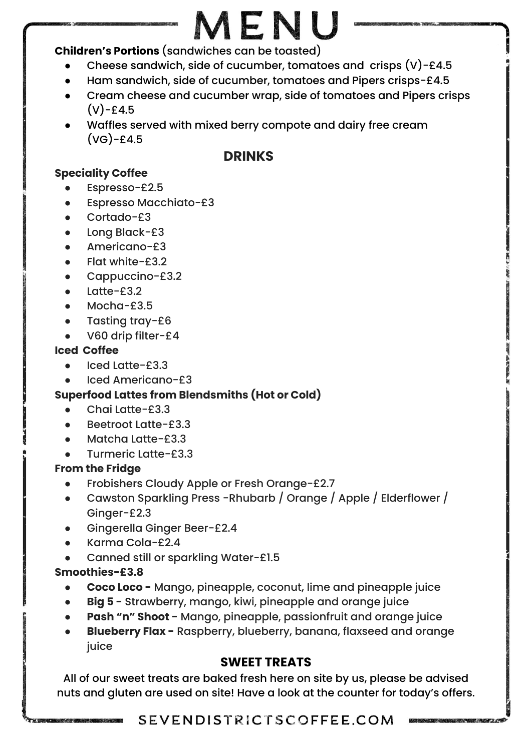# MENU

**Children's Portions** (sandwiches can be toasted)

- Cheese sandwich, side of cucumber, tomatoes and crisps (V)-£4.5
- Ham sandwich, side of cucumber, tomatoes and Pipers crisps-£4.5
- Cream cheese and cucumber wrap, side of tomatoes and Pipers crisps (V)-£4.5
- Waffles served with mixed berry compote and dairy free cream (VG)-£4.5

## DRINKS

**Speciality Coffee**

- Espresso-£2.5
- Espresso Macchiato-£3
- Cortado-£3
- Long Black-£3
- Americano-£3
- Flat white-£3.2
- Cappuccino-£3.2
- Latte-£3.2
- Mocha-£3.5
- Tasting tray-£6
- V60 drip filter-£4

**Iced Coffee**

- Iced Latte-£3.3
- Iced Americano-£3

**Superfood Lattes from Blendsmiths (Hot or Cold)**

- Chai Latte-£3.3
- Beetroot Latte-£3.3
- Matcha Latte-£3.3
- Turmeric Latte-£3.3

**From the Fridge**

- Frobishers Cloudy Apple or Fresh Orange-£2.7
- Cawston Sparkling Press -Rhubarb / Orange / Apple / Elderflower / Ginger-£2.3
- Gingerella Ginger Beer-£2.4
- Karma Cola-£2.4
- Canned still or sparkling Water-£1.5

**Smoothies-£3.8**

- **Coco Loco -** Mango, pineapple, coconut, lime and pineapple juice
- **Big 5 -** Strawberry, mango, kiwi, pineapple and orange juice
- **Pash "n" Shoot -** Mango, pineapple, passionfruit and orange juice
- **Blueberry Flax -** Raspberry, blueberry, banana, flaxseed and orange juice

## SWEET TREATS

All of our sweet treats are baked fresh here on site by us, please be advised nuts and gluten are used on site! Have a look at the counter for today's offers.

SEVENDISTRICTSCOFFEE.COM